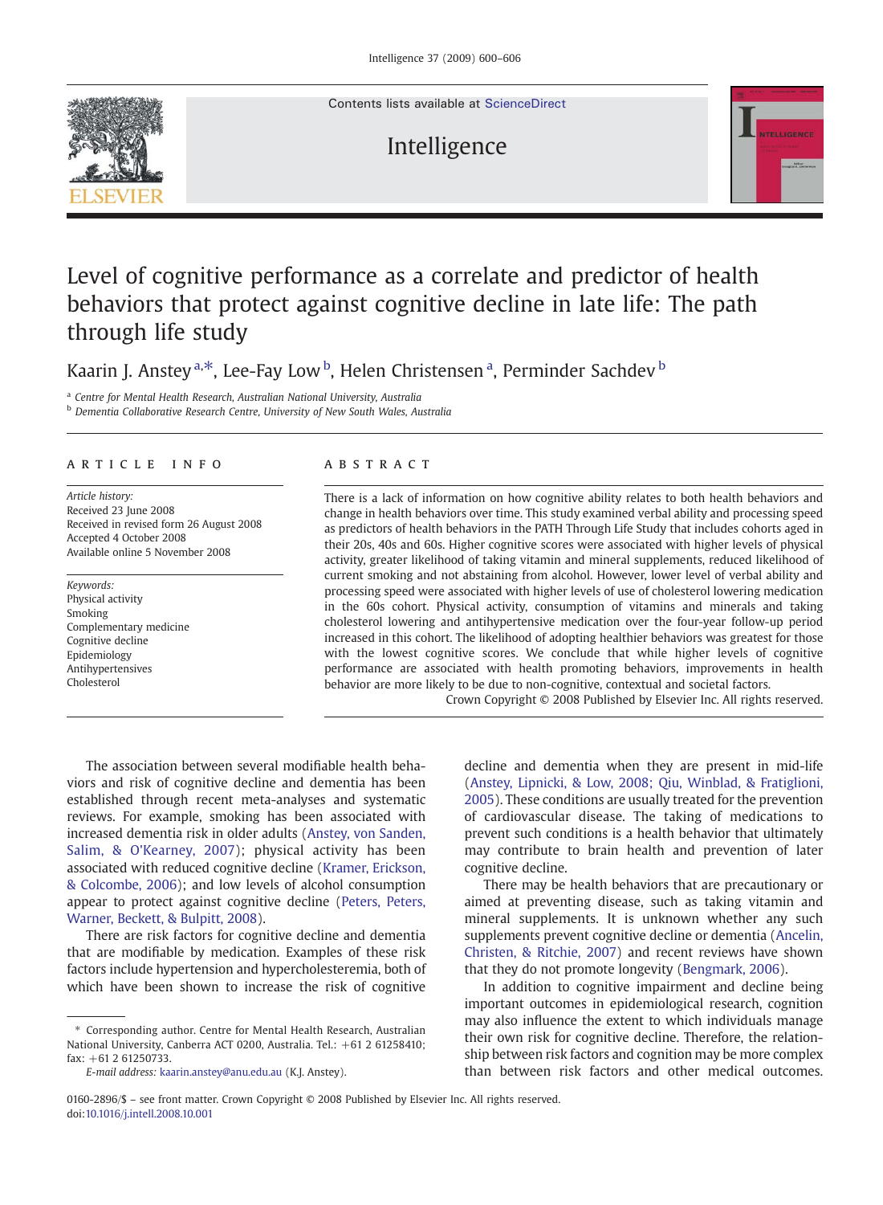# Level of cognitive performance as a correlate and predictor of health behaviors that protect against cognitive decline in late life: The path through life study

Kaarin J. Anstey [a,*], Lee-Fay Low [b], Helen Christensen [a], Perminder Sachdev [b]

[a] *Centre for Mental Health Research, Australian National University, Australia*

[b] *Dementia Collaborative Research Centre, University of New South Wales, Australia*

## ARTICLE INFO

*Article history:*
Received 23 June 2008
Received in revised form 26 August 2008
Accepted 4 October 2008
Available online 5 November 2008

*Keywords:*
Physical activity
Smoking
Complementary medicine
Cognitive decline
Epidemiology
Antihypertensives
Cholesterol

## ABSTRACT

There is a lack of information on how cognitive ability relates to both health behaviors and change in health behaviors over time. This study examined verbal ability and processing speed as predictors of health behaviors in the PATH Through Life Study that includes cohorts aged in their 20s, 40s and 60s. Higher cognitive scores were associated with higher levels of physical activity, greater likelihood of taking vitamin and mineral supplements, reduced likelihood of current smoking and not abstaining from alcohol. However, lower level of verbal ability and processing speed were associated with higher levels of use of cholesterol lowering medication in the 60s cohort. Physical activity, consumption of vitamins and minerals and taking cholesterol lowering and antihypertensive medication over the four-year follow-up period increased in this cohort. The likelihood of adopting healthier behaviors was greatest for those with the lowest cognitive scores. We conclude that while higher levels of cognitive performance are associated with health promoting behaviors, improvements in health behavior are more likely to be due to non-cognitive, contextual and societal factors.

Crown Copyright © 2008 Published by Elsevier Inc. All rights reserved.

The association between several modifiable health behaviors and risk of cognitive decline and dementia has been established through recent meta-analyses and systematic reviews. For example, smoking has been associated with increased dementia risk in older adults (Anstey, von Sanden, Salim, & O'Kearney, 2007); physical activity has been associated with reduced cognitive decline (Kramer, Erickson, & Colcombe, 2006); and low levels of alcohol consumption appear to protect against cognitive decline (Peters, Peters, Warner, Beckett, & Bulpitt, 2008).

There are risk factors for cognitive decline and dementia that are modifiable by medication. Examples of these risk factors include hypertension and hypercholesteremia, both of which have been shown to increase the risk of cognitive decline and dementia when they are present in mid-life (Anstey, Lipnicki, & Low, 2008; Qiu, Winblad, & Fratiglioni, 2005). These conditions are usually treated for the prevention of cardiovascular disease. The taking of medications to prevent such conditions is a health behavior that ultimately may contribute to brain health and prevention of later cognitive decline.

There may be health behaviors that are precautionary or aimed at preventing disease, such as taking vitamin and mineral supplements. It is unknown whether any such supplements prevent cognitive decline or dementia (Ancelin, Christen, & Ritchie, 2007) and recent reviews have shown that they do not promote longevity (Bengmark, 2006).

In addition to cognitive impairment and decline being important outcomes in epidemiological research, cognition may also influence the extent to which individuals manage their own risk for cognitive decline. Therefore, the relationship between risk factors and cognition may be more complex than between risk factors and other medical outcomes.

\* Corresponding author. Centre for Mental Health Research, Australian National University, Canberra ACT 0200, Australia. Tel.: +61 2 61258410; fax: +61 2 61250733.
*E-mail address:* kaarin.anstey@anu.edu.au (K.J. Anstey).

0160-2896/$ – see front matter. Crown Copyright © 2008 Published by Elsevier Inc. All rights reserved.
doi:10.1016/j.intell.2008.10.001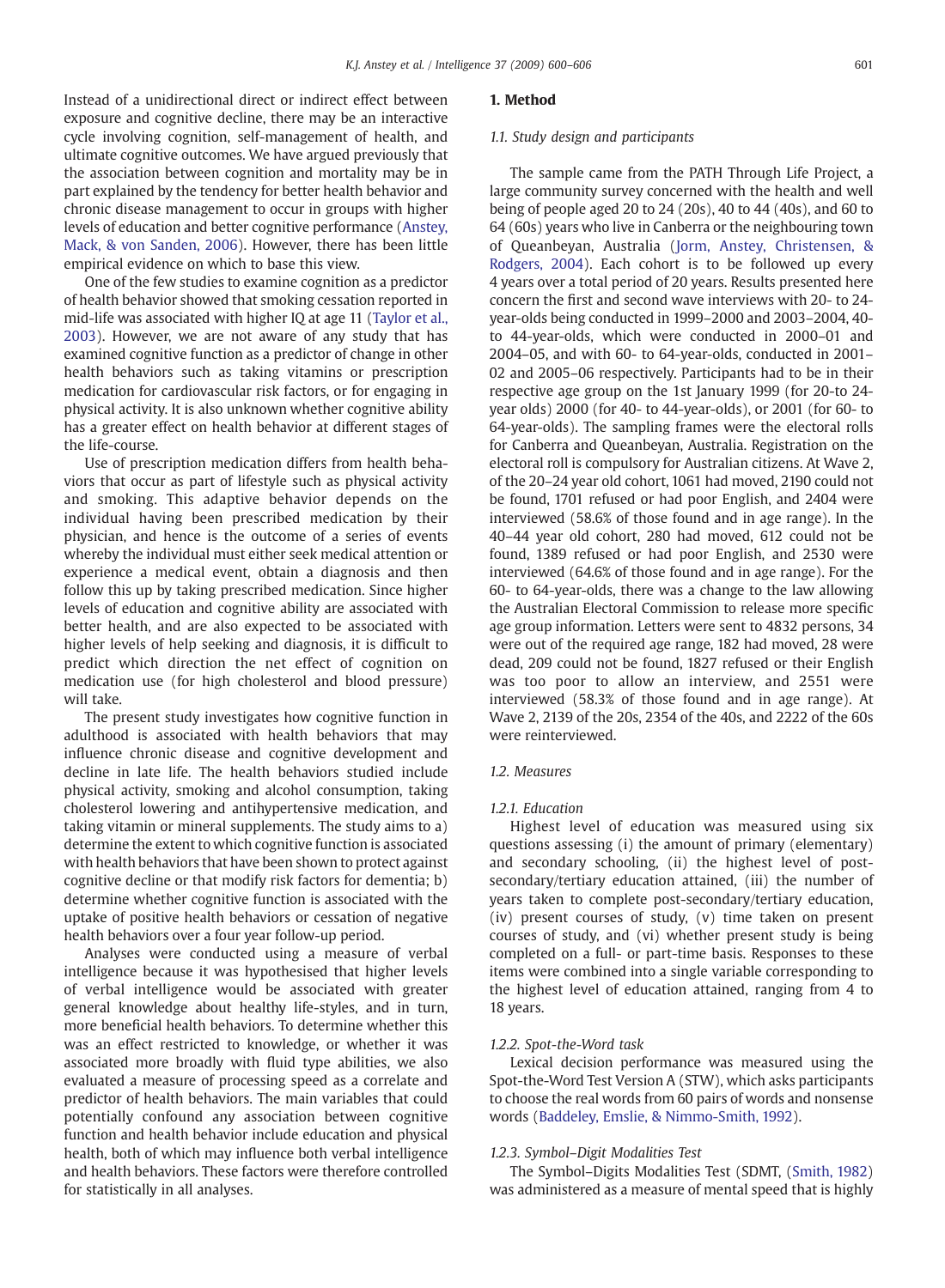Instead of a unidirectional direct or indirect effect between exposure and cognitive decline, there may be an interactive cycle involving cognition, self-management of health, and ultimate cognitive outcomes. We have argued previously that the association between cognition and mortality may be in part explained by the tendency for better health behavior and chronic disease management to occur in groups with higher levels of education and better cognitive performance (Anstey, Mack, & von Sanden, 2006). However, there has been little empirical evidence on which to base this view.

One of the few studies to examine cognition as a predictor of health behavior showed that smoking cessation reported in mid-life was associated with higher IQ at age 11 (Taylor et al., 2003). However, we are not aware of any study that has examined cognitive function as a predictor of change in other health behaviors such as taking vitamins or prescription medication for cardiovascular risk factors, or for engaging in physical activity. It is also unknown whether cognitive ability has a greater effect on health behavior at different stages of the life-course.

Use of prescription medication differs from health behaviors that occur as part of lifestyle such as physical activity and smoking. This adaptive behavior depends on the individual having been prescribed medication by their physician, and hence is the outcome of a series of events whereby the individual must either seek medical attention or experience a medical event, obtain a diagnosis and then follow this up by taking prescribed medication. Since higher levels of education and cognitive ability are associated with better health, and are also expected to be associated with higher levels of help seeking and diagnosis, it is difficult to predict which direction the net effect of cognition on medication use (for high cholesterol and blood pressure) will take.

The present study investigates how cognitive function in adulthood is associated with health behaviors that may influence chronic disease and cognitive development and decline in late life. The health behaviors studied include physical activity, smoking and alcohol consumption, taking cholesterol lowering and antihypertensive medication, and taking vitamin or mineral supplements. The study aims to a) determine the extent to which cognitive function is associated with health behaviors that have been shown to protect against cognitive decline or that modify risk factors for dementia; b) determine whether cognitive function is associated with the uptake of positive health behaviors or cessation of negative health behaviors over a four year follow-up period.

Analyses were conducted using a measure of verbal intelligence because it was hypothesised that higher levels of verbal intelligence would be associated with greater general knowledge about healthy life-styles, and in turn, more beneficial health behaviors. To determine whether this was an effect restricted to knowledge, or whether it was associated more broadly with fluid type abilities, we also evaluated a measure of processing speed as a correlate and predictor of health behaviors. The main variables that could potentially confound any association between cognitive function and health behavior include education and physical health, both of which may influence both verbal intelligence and health behaviors. These factors were therefore controlled for statistically in all analyses.

## 1. Method

### 1.1. Study design and participants

The sample came from the PATH Through Life Project, a large community survey concerned with the health and well being of people aged 20 to 24 (20s), 40 to 44 (40s), and 60 to 64 (60s) years who live in Canberra or the neighbouring town of Queanbeyan, Australia (Jorm, Anstey, Christensen, & Rodgers, 2004). Each cohort is to be followed up every 4 years over a total period of 20 years. Results presented here concern the first and second wave interviews with 20- to 24-year-olds being conducted in 1999–2000 and 2003–2004, 40- to 44-year-olds, which were conducted in 2000–01 and 2004–05, and with 60- to 64-year-olds, conducted in 2001–02 and 2005–06 respectively. Participants had to be in their respective age group on the 1st January 1999 (for 20-to 24-year olds) 2000 (for 40- to 44-year-olds), or 2001 (for 60- to 64-year-olds). The sampling frames were the electoral rolls for Canberra and Queanbeyan, Australia. Registration on the electoral roll is compulsory for Australian citizens. At Wave 2, of the 20–24 year old cohort, 1061 had moved, 2190 could not be found, 1701 refused or had poor English, and 2404 were interviewed (58.6% of those found and in age range). In the 40–44 year old cohort, 280 had moved, 612 could not be found, 1389 refused or had poor English, and 2530 were interviewed (64.6% of those found and in age range). For the 60- to 64-year-olds, there was a change to the law allowing the Australian Electoral Commission to release more specific age group information. Letters were sent to 4832 persons, 34 were out of the required age range, 182 had moved, 28 were dead, 209 could not be found, 1827 refused or their English was too poor to allow an interview, and 2551 were interviewed (58.3% of those found and in age range). At Wave 2, 2139 of the 20s, 2354 of the 40s, and 2222 of the 60s were reinterviewed.

### 1.2. Measures

#### 1.2.1. Education

Highest level of education was measured using six questions assessing (i) the amount of primary (elementary) and secondary schooling, (ii) the highest level of post-secondary/tertiary education attained, (iii) the number of years taken to complete post-secondary/tertiary education, (iv) present courses of study, (v) time taken on present courses of study, and (vi) whether present study is being completed on a full- or part-time basis. Responses to these items were combined into a single variable corresponding to the highest level of education attained, ranging from 4 to 18 years.

#### 1.2.2. Spot-the-Word task

Lexical decision performance was measured using the Spot-the-Word Test Version A (STW), which asks participants to choose the real words from 60 pairs of words and nonsense words (Baddeley, Emslie, & Nimmo-Smith, 1992).

#### 1.2.3. Symbol–Digit Modalities Test

The Symbol–Digits Modalities Test (SDMT, (Smith, 1982) was administered as a measure of mental speed that is highly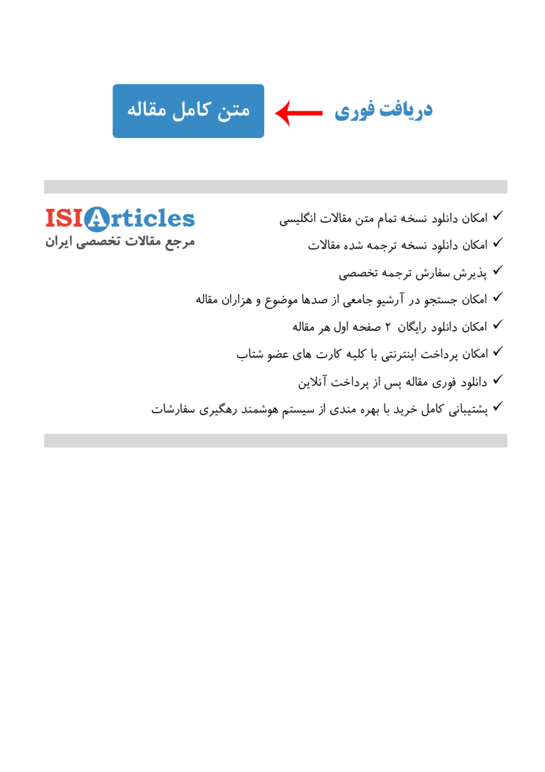دریافت فوری ← **متن کامل مقاله**

---

**ISIArticles**
مرجع مقالات تخصصی ایران

- ✓ امکان دانلود نسخه تمام متن مقالات انگلیسی
- ✓ امکان دانلود نسخه ترجمه شده مقالات
- ✓ پذیرش سفارش ترجمه تخصصی
- ✓ امکان جستجو در آرشیو جامعی از صدها موضوع و هزاران مقاله
- ✓ امکان دانلود رایگان ۲ صفحه اول هر مقاله
- ✓ امکان پرداخت اینترنتی با کلیه کارت های عضو شتاب
- ✓ دانلود فوری مقاله پس از پرداخت آنلاین
- ✓ پشتیبانی کامل خرید با بهره مندی از سیستم هوشمند رهگیری سفارشات

---